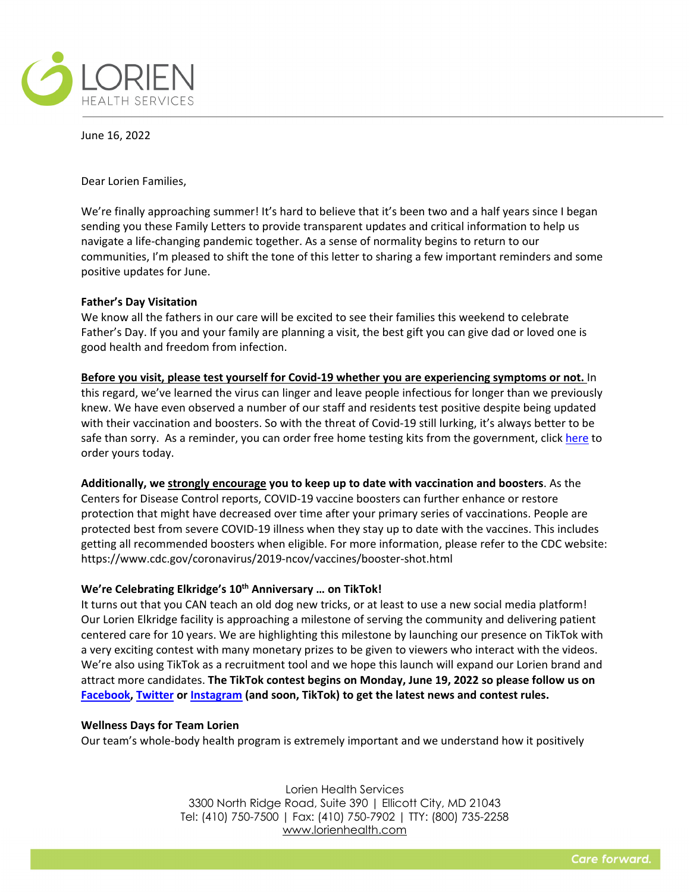LORIEN
HEALTH SERVICES

June 16, 2022

Dear Lorien Families,

We're finally approaching summer! It's hard to believe that it's been two and a half years since I began sending you these Family Letters to provide transparent updates and critical information to help us navigate a life-changing pandemic together. As a sense of normality begins to return to our communities, I'm pleased to shift the tone of this letter to sharing a few important reminders and some positive updates for June.

**Father's Day Visitation**

We know all the fathers in our care will be excited to see their families this weekend to celebrate Father's Day. If you and your family are planning a visit, the best gift you can give dad or loved one is good health and freedom from infection.

**Before you visit, please test yourself for Covid-19 whether you are experiencing symptoms or not.** In this regard, we've learned the virus can linger and leave people infectious for longer than we previously knew. We have even observed a number of our staff and residents test positive despite being updated with their vaccination and boosters. So with the threat of Covid-19 still lurking, it's always better to be safe than sorry. As a reminder, you can order free home testing kits from the government, click here to order yours today.

**Additionally, we strongly encourage you to keep up to date with vaccination and boosters**. As the Centers for Disease Control reports, COVID-19 vaccine boosters can further enhance or restore protection that might have decreased over time after your primary series of vaccinations. People are protected best from severe COVID-19 illness when they stay up to date with the vaccines. This includes getting all recommended boosters when eligible. For more information, please refer to the CDC website: https://www.cdc.gov/coronavirus/2019-ncov/vaccines/booster-shot.html

**We're Celebrating Elkridge's 10th Anniversary … on TikTok!**

It turns out that you CAN teach an old dog new tricks, or at least to use a new social media platform! Our Lorien Elkridge facility is approaching a milestone of serving the community and delivering patient centered care for 10 years. We are highlighting this milestone by launching our presence on TikTok with a very exciting contest with many monetary prizes to be given to viewers who interact with the videos. We're also using TikTok as a recruitment tool and we hope this launch will expand our Lorien brand and attract more candidates. **The TikTok contest begins on Monday, June 19, 2022 so please follow us on Facebook, Twitter or Instagram (and soon, TikTok) to get the latest news and contest rules.**

**Wellness Days for Team Lorien**

Our team's whole-body health program is extremely important and we understand how it positively

Lorien Health Services
3300 North Ridge Road, Suite 390 | Ellicott City, MD 21043
Tel: (410) 750-7500 | Fax: (410) 750-7902 | TTY: (800) 735-2258
www.lorienhealth.com

Care forward.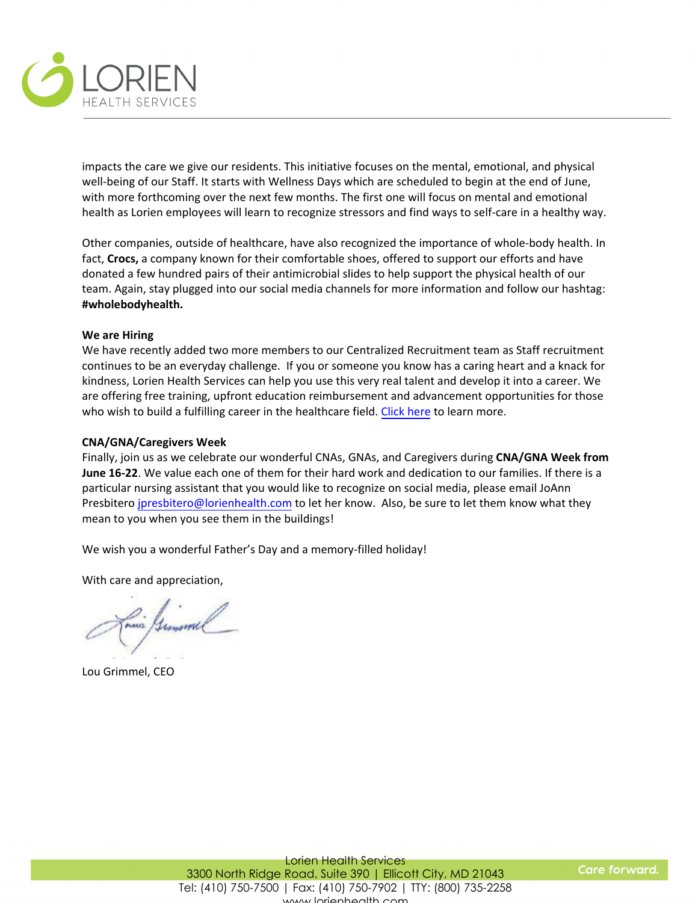impacts the care we give our residents. This initiative focuses on the mental, emotional, and physical well-being of our Staff. It starts with Wellness Days which are scheduled to begin at the end of June, with more forthcoming over the next few months. The first one will focus on mental and emotional health as Lorien employees will learn to recognize stressors and find ways to self-care in a healthy way.

Other companies, outside of healthcare, have also recognized the importance of whole-body health. In fact, **Crocs,** a company known for their comfortable shoes, offered to support our efforts and have donated a few hundred pairs of their antimicrobial slides to help support the physical health of our team. Again, stay plugged into our social media channels for more information and follow our hashtag: **#wholebodyhealth.**

**We are Hiring**

We have recently added two more members to our Centralized Recruitment team as Staff recruitment continues to be an everyday challenge. If you or someone you know has a caring heart and a knack for kindness, Lorien Health Services can help you use this very real talent and develop it into a career. We are offering free training, upfront education reimbursement and advancement opportunities for those who wish to build a fulfilling career in the healthcare field. Click here to learn more.

**CNA/GNA/Caregivers Week**

Finally, join us as we celebrate our wonderful CNAs, GNAs, and Caregivers during **CNA/GNA Week from June 16-22**. We value each one of them for their hard work and dedication to our families. If there is a particular nursing assistant that you would like to recognize on social media, please email JoAnn Presbitero jpresbitero@lorienhealth.com to let her know. Also, be sure to let them know what they mean to you when you see them in the buildings!

We wish you a wonderful Father's Day and a memory-filled holiday!

With care and appreciation,

Lou Grimmel, CEO

Lorien Health Services
3300 North Ridge Road, Suite 390 | Ellicott City, MD 21043
Tel: (410) 750-7500 | Fax: (410) 750-7902 | TTY: (800) 735-2258
www.lorienhealth.com

Care forward.